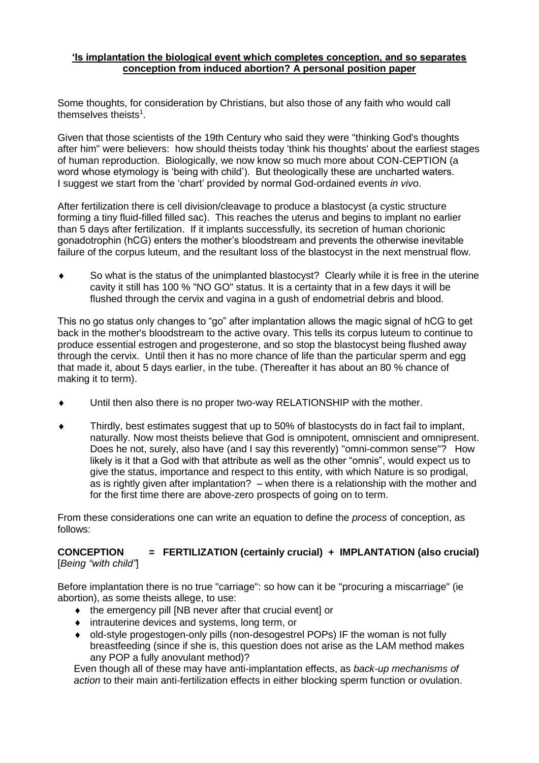**'Is implantation the biological event which completes conception, and so separates conception from induced abortion? A personal position paper**

Some thoughts, for consideration by Christians, but also those of any faith who would call themselves theists[1].

Given that those scientists of the 19th Century who said they were "thinking God's thoughts after him" were believers: how should theists today 'think his thoughts' about the earliest stages of human reproduction. Biologically, we now know so much more about CON-CEPTION (a word whose etymology is 'being with child'). But theologically these are uncharted waters. I suggest we start from the 'chart' provided by normal God-ordained events *in vivo*.

After fertilization there is cell division/cleavage to produce a blastocyst (a cystic structure forming a tiny fluid-filled filled sac). This reaches the uterus and begins to implant no earlier than 5 days after fertilization. If it implants successfully, its secretion of human chorionic gonadotrophin (hCG) enters the mother's bloodstream and prevents the otherwise inevitable failure of the corpus luteum, and the resultant loss of the blastocyst in the next menstrual flow.

- So what is the status of the unimplanted blastocyst? Clearly while it is free in the uterine cavity it still has 100 % "NO GO" status. It is a certainty that in a few days it will be flushed through the cervix and vagina in a gush of endometrial debris and blood.

This no go status only changes to "go" after implantation allows the magic signal of hCG to get back in the mother's bloodstream to the active ovary. This tells its corpus luteum to continue to produce essential estrogen and progesterone, and so stop the blastocyst being flushed away through the cervix. Until then it has no more chance of life than the particular sperm and egg that made it, about 5 days earlier, in the tube. (Thereafter it has about an 80 % chance of making it to term).

- Until then also there is no proper two-way RELATIONSHIP with the mother.
- Thirdly, best estimates suggest that up to 50% of blastocysts do in fact fail to implant, naturally. Now most theists believe that God is omnipotent, omniscient and omnipresent. Does he not, surely, also have (and I say this reverently) "omni-common sense"? How likely is it that a God with that attribute as well as the other "omnis", would expect us to give the status, importance and respect to this entity, with which Nature is so prodigal, as is rightly given after implantation? – when there is a relationship with the mother and for the first time there are above-zero prospects of going on to term.

From these considerations one can write an equation to define the *process* of conception, as follows:

**CONCEPTION = FERTILIZATION (certainly crucial) + IMPLANTATION (also crucial)**
[*Being "with child"*]

Before implantation there is no true "carriage": so how can it be "procuring a miscarriage" (ie abortion), as some theists allege, to use:

- the emergency pill [NB never after that crucial event] or
- intrauterine devices and systems, long term, or
- old-style progestogen-only pills (non-desogestrel POPs) IF the woman is not fully breastfeeding (since if she is, this question does not arise as the LAM method makes any POP a fully anovulant method)?

Even though all of these may have anti-implantation effects, as *back-up mechanisms of action* to their main anti-fertilization effects in either blocking sperm function or ovulation.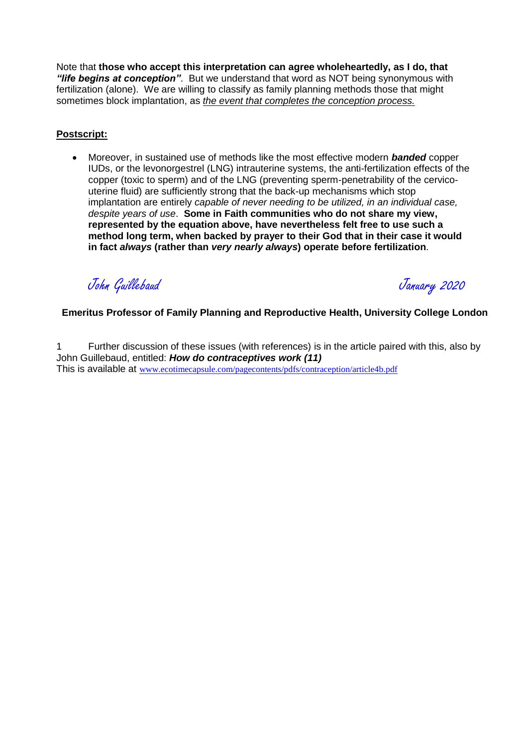Note that **those who accept this interpretation can agree wholeheartedly, as I do, that *"life begins at conception"***. But we understand that word as NOT being synonymous with fertilization (alone). We are willing to classify as family planning methods those that might sometimes block implantation, as *the event that completes the conception process.*

**Postscript:**

- Moreover, in sustained use of methods like the most effective modern ***banded*** copper IUDs, or the levonorgestrel (LNG) intrauterine systems, the anti-fertilization effects of the copper (toxic to sperm) and of the LNG (preventing sperm-penetrability of the cervico-uterine fluid) are sufficiently strong that the back-up mechanisms which stop implantation are entirely *capable of never needing to be utilized, in an individual case, despite years of use*. **Some in Faith communities who do not share my view, represented by the equation above, have nevertheless felt free to use such a method long term, when backed by prayer to their God that in their case it would in fact *always* (rather than *very nearly always*) operate before fertilization**.

John Guillebaud    January 2020

**Emeritus Professor of Family Planning and Reproductive Health, University College London**

1 Further discussion of these issues (with references) is in the article paired with this, also by John Guillebaud, entitled: ***How do contraceptives work (11)***
This is available at www.ecotimecapsule.com/pagecontents/pdfs/contraception/article4b.pdf